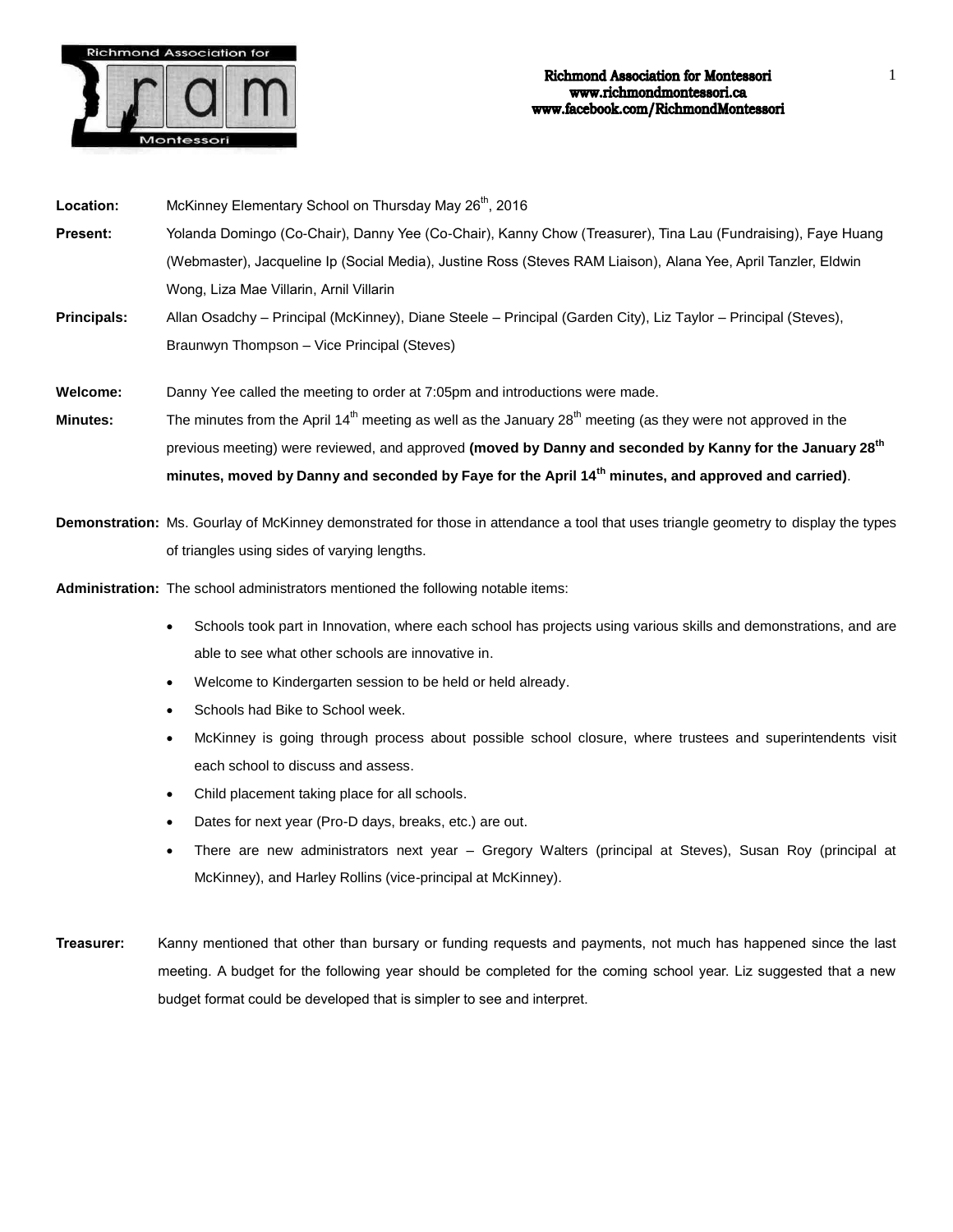**Richmond Association for Montessori**
**www.richmondmontessori.ca**
**www.facebook.com/RichmondMontessori**

**Location:** McKinney Elementary School on Thursday May 26th, 2016

**Present:** Yolanda Domingo (Co-Chair), Danny Yee (Co-Chair), Kanny Chow (Treasurer), Tina Lau (Fundraising), Faye Huang (Webmaster), Jacqueline Ip (Social Media), Justine Ross (Steves RAM Liaison), Alana Yee, April Tanzler, Eldwin Wong, Liza Mae Villarin, Arnil Villarin

**Principals:** Allan Osadchy – Principal (McKinney), Diane Steele – Principal (Garden City), Liz Taylor – Principal (Steves), Braunwyn Thompson – Vice Principal (Steves)

**Welcome:** Danny Yee called the meeting to order at 7:05pm and introductions were made.

**Minutes:** The minutes from the April 14th meeting as well as the January 28th meeting (as they were not approved in the previous meeting) were reviewed, and approved **(moved by Danny and seconded by Kanny for the January 28th minutes, moved by Danny and seconded by Faye for the April 14th minutes, and approved and carried)**.

**Demonstration:** Ms. Gourlay of McKinney demonstrated for those in attendance a tool that uses triangle geometry to display the types of triangles using sides of varying lengths.

**Administration:** The school administrators mentioned the following notable items:

- Schools took part in Innovation, where each school has projects using various skills and demonstrations, and are able to see what other schools are innovative in.
- Welcome to Kindergarten session to be held or held already.
- Schools had Bike to School week.
- McKinney is going through process about possible school closure, where trustees and superintendents visit each school to discuss and assess.
- Child placement taking place for all schools.
- Dates for next year (Pro-D days, breaks, etc.) are out.
- There are new administrators next year – Gregory Walters (principal at Steves), Susan Roy (principal at McKinney), and Harley Rollins (vice-principal at McKinney).

**Treasurer:** Kanny mentioned that other than bursary or funding requests and payments, not much has happened since the last meeting. A budget for the following year should be completed for the coming school year. Liz suggested that a new budget format could be developed that is simpler to see and interpret.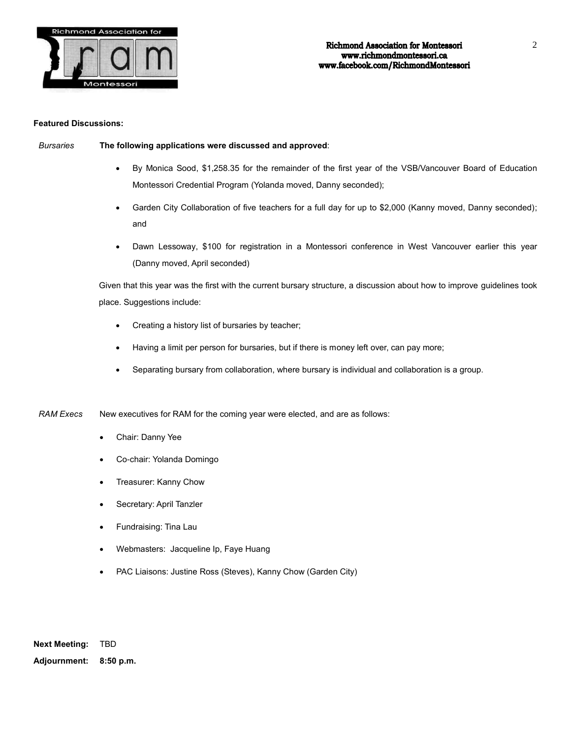**Featured Discussions:**

*Bursaries* **The following applications were discussed and approved**:

- By Monica Sood, $1,258.35 for the remainder of the first year of the VSB/Vancouver Board of Education Montessori Credential Program (Yolanda moved, Danny seconded);
- Garden City Collaboration of five teachers for a full day for up to $2,000 (Kanny moved, Danny seconded); and
- Dawn Lessoway, $100 for registration in a Montessori conference in West Vancouver earlier this year (Danny moved, April seconded)

Given that this year was the first with the current bursary structure, a discussion about how to improve guidelines took place. Suggestions include:

- Creating a history list of bursaries by teacher;
- Having a limit per person for bursaries, but if there is money left over, can pay more;
- Separating bursary from collaboration, where bursary is individual and collaboration is a group.

*RAM Execs* New executives for RAM for the coming year were elected, and are as follows:

- Chair: Danny Yee
- Co-chair: Yolanda Domingo
- Treasurer: Kanny Chow
- Secretary: April Tanzler
- Fundraising: Tina Lau
- Webmasters: Jacqueline Ip, Faye Huang
- PAC Liaisons: Justine Ross (Steves), Kanny Chow (Garden City)

**Next Meeting:** TBD

**Adjournment:** **8:50 p.m.**